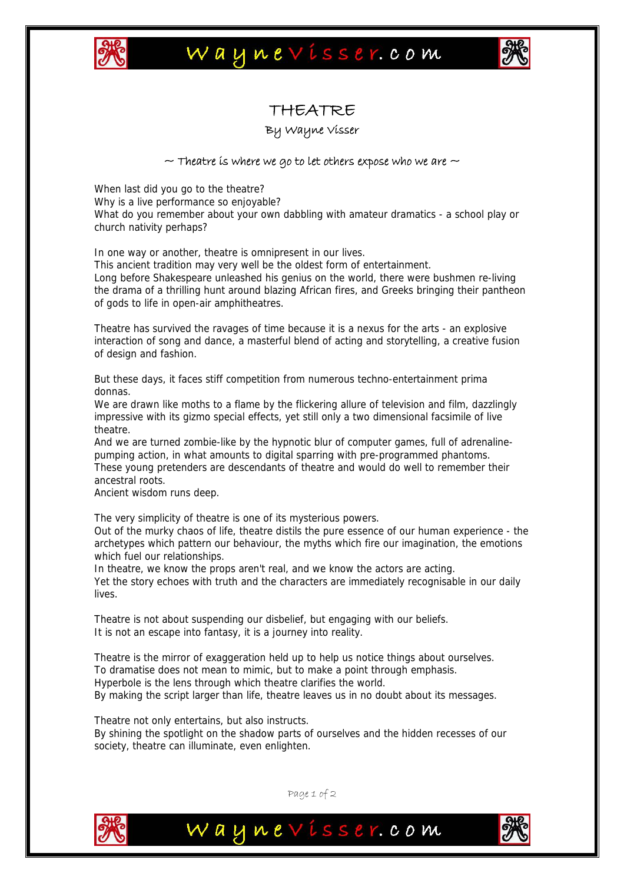# THEATRE

By Wayne Visser

~ Theatre is where we go to let others expose who we are ~

When last did you go to the theatre?
Why is a live performance so enjoyable?
What do you remember about your own dabbling with amateur dramatics - a school play or church nativity perhaps?

In one way or another, theatre is omnipresent in our lives.
This ancient tradition may very well be the oldest form of entertainment.
Long before Shakespeare unleashed his genius on the world, there were bushmen re-living the drama of a thrilling hunt around blazing African fires, and Greeks bringing their pantheon of gods to life in open-air amphitheatres.

Theatre has survived the ravages of time because it is a nexus for the arts - an explosive interaction of song and dance, a masterful blend of acting and storytelling, a creative fusion of design and fashion.

But these days, it faces stiff competition from numerous techno-entertainment prima donnas.
We are drawn like moths to a flame by the flickering allure of television and film, dazzlingly impressive with its gizmo special effects, yet still only a two dimensional facsimile of live theatre.
And we are turned zombie-like by the hypnotic blur of computer games, full of adrenaline-pumping action, in what amounts to digital sparring with pre-programmed phantoms.
These young pretenders are descendants of theatre and would do well to remember their ancestral roots.
Ancient wisdom runs deep.

The very simplicity of theatre is one of its mysterious powers.
Out of the murky chaos of life, theatre distils the pure essence of our human experience - the archetypes which pattern our behaviour, the myths which fire our imagination, the emotions which fuel our relationships.
In theatre, we know the props aren't real, and we know the actors are acting.
Yet the story echoes with truth and the characters are immediately recognisable in our daily lives.

Theatre is not about suspending our disbelief, but engaging with our beliefs.
It is not an escape into fantasy, it is a journey into reality.

Theatre is the mirror of exaggeration held up to help us notice things about ourselves.
To dramatise does not mean to mimic, but to make a point through emphasis.
Hyperbole is the lens through which theatre clarifies the world.
By making the script larger than life, theatre leaves us in no doubt about its messages.

Theatre not only entertains, but also instructs.
By shining the spotlight on the shadow parts of ourselves and the hidden recesses of our society, theatre can illuminate, even enlighten.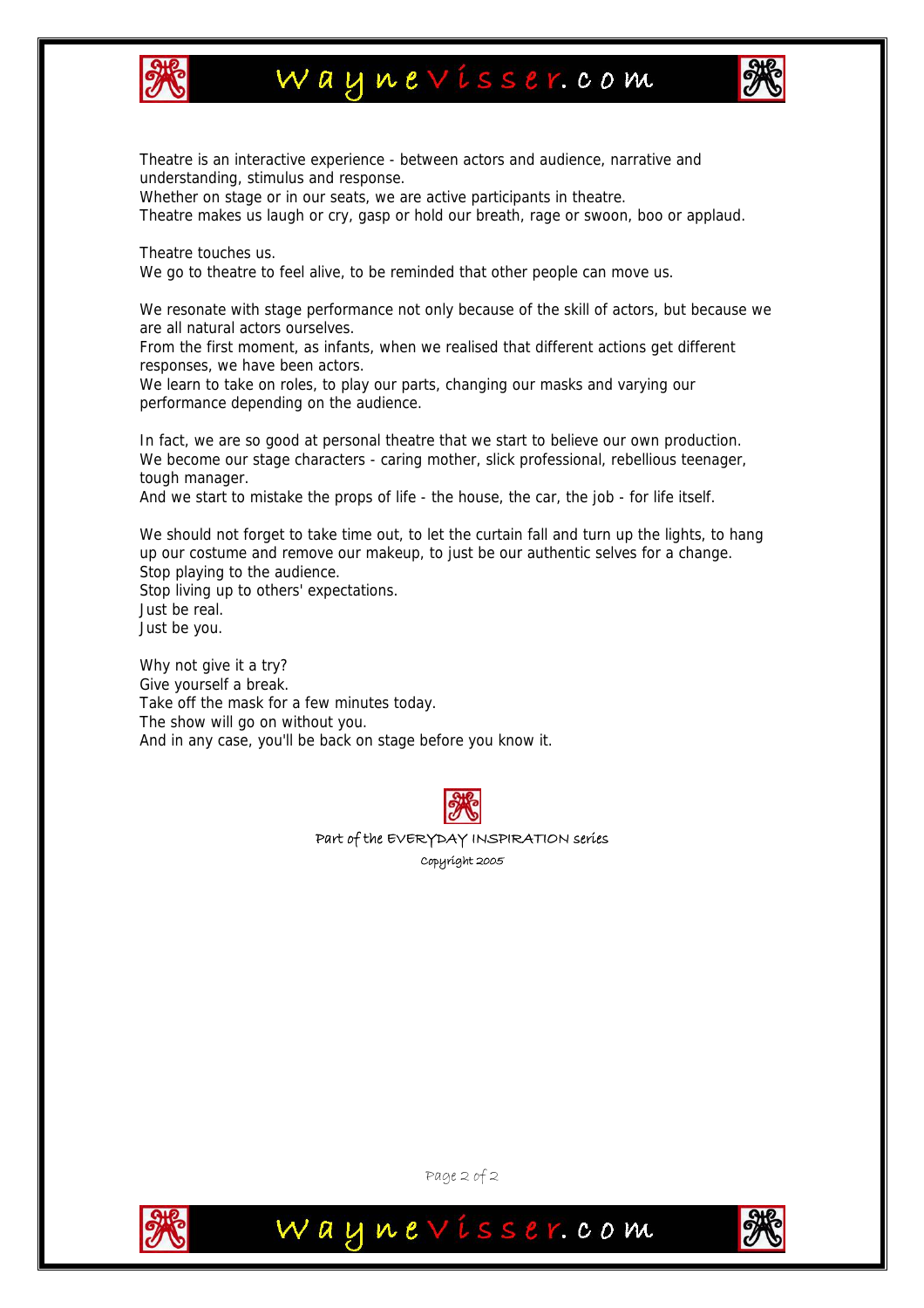Theatre is an interactive experience - between actors and audience, narrative and understanding, stimulus and response.
Whether on stage or in our seats, we are active participants in theatre.
Theatre makes us laugh or cry, gasp or hold our breath, rage or swoon, boo or applaud.

Theatre touches us.
We go to theatre to feel alive, to be reminded that other people can move us.

We resonate with stage performance not only because of the skill of actors, but because we are all natural actors ourselves.
From the first moment, as infants, when we realised that different actions get different responses, we have been actors.
We learn to take on roles, to play our parts, changing our masks and varying our performance depending on the audience.

In fact, we are so good at personal theatre that we start to believe our own production.
We become our stage characters - caring mother, slick professional, rebellious teenager, tough manager.
And we start to mistake the props of life - the house, the car, the job - for life itself.

We should not forget to take time out, to let the curtain fall and turn up the lights, to hang up our costume and remove our makeup, to just be our authentic selves for a change.
Stop playing to the audience.
Stop living up to others' expectations.
Just be real.
Just be you.

Why not give it a try?
Give yourself a break.
Take off the mask for a few minutes today.
The show will go on without you.
And in any case, you'll be back on stage before you know it.

Part of the EVERYDAY INSPIRATION series
Copyright 2005